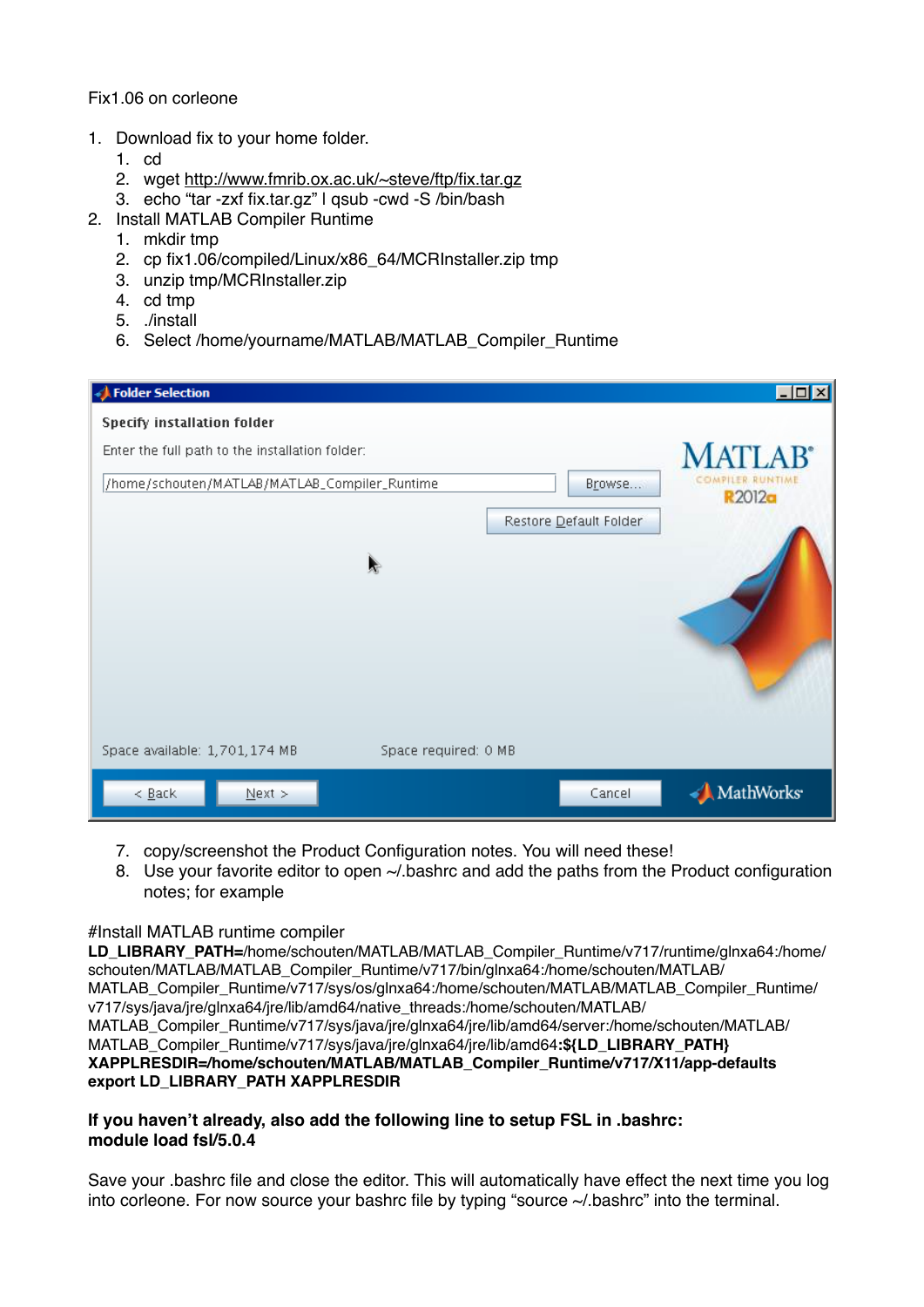Fix1.06 on corleone

1. Download fix to your home folder.
   1. cd
   2. wget http://www.fmrib.ox.ac.uk/~steve/ftp/fix.tar.gz
   3. echo "tar -zxf fix.tar.gz" | qsub -cwd -S /bin/bash
2. Install MATLAB Compiler Runtime
   1. mkdir tmp
   2. cp fix1.06/compiled/Linux/x86_64/MCRInstaller.zip tmp
   3. unzip tmp/MCRInstaller.zip
   4. cd tmp
   5. ./install
   6. Select /home/yourname/MATLAB/MATLAB_Compiler_Runtime
   7. copy/screenshot the Product Configuration notes. You will need these!
   8. Use your favorite editor to open ~/.bashrc and add the paths from the Product configuration notes; for example

#Install MATLAB runtime compiler
**LD_LIBRARY_PATH=**/home/schouten/MATLAB/MATLAB_Compiler_Runtime/v717/runtime/glnxa64:/home/schouten/MATLAB/MATLAB_Compiler_Runtime/v717/bin/glnxa64:/home/schouten/MATLAB/MATLAB_Compiler_Runtime/v717/sys/os/glnxa64:/home/schouten/MATLAB/MATLAB_Compiler_Runtime/v717/sys/java/jre/glnxa64/jre/lib/amd64/native_threads:/home/schouten/MATLAB/MATLAB_Compiler_Runtime/v717/sys/java/jre/glnxa64/jre/lib/amd64/server:/home/schouten/MATLAB/MATLAB_Compiler_Runtime/v717/sys/java/jre/glnxa64/jre/lib/amd64**:${LD_LIBRARY_PATH}**
**XAPPLRESDIR=/home/schouten/MATLAB/MATLAB_Compiler_Runtime/v717/X11/app-defaults**
**export LD_LIBRARY_PATH XAPPLRESDIR**

**If you haven't already, also add the following line to setup FSL in .bashrc:**
**module load fsl/5.0.4**

Save your .bashrc file and close the editor. This will automatically have effect the next time you log into corleone. For now source your bashrc file by typing "source ~/.bashrc" into the terminal.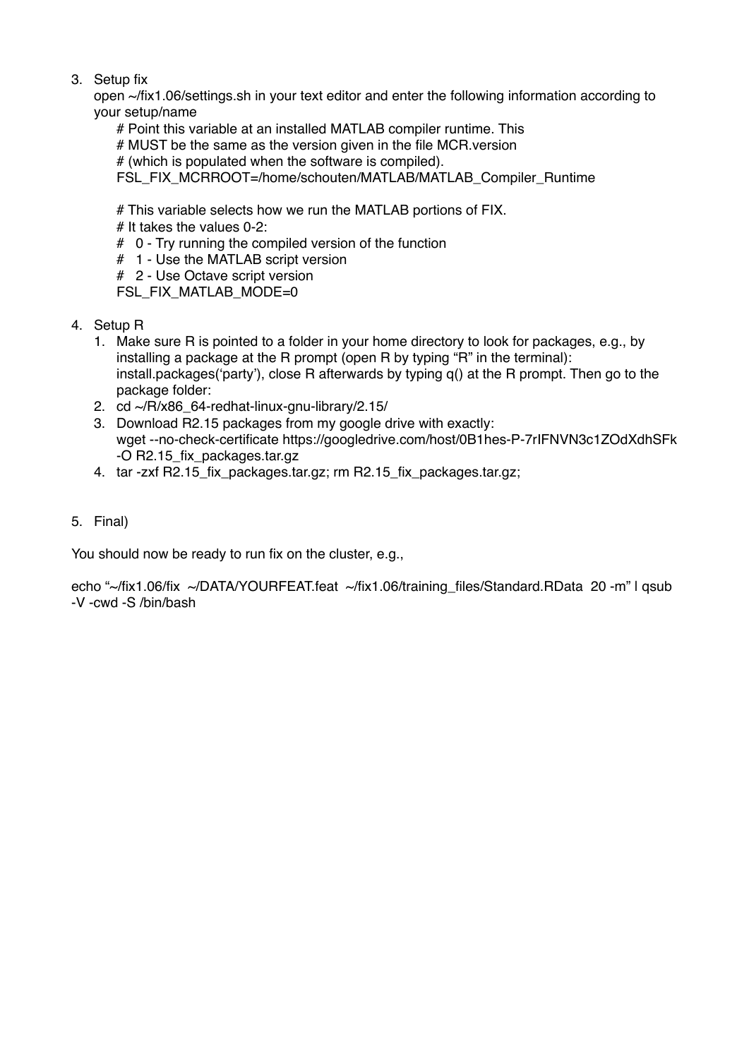3. Setup fix

   open ~/fix1.06/settings.sh in your text editor and enter the following information according to your setup/name

   ```
   # Point this variable at an installed MATLAB compiler runtime. This
   # MUST be the same as the version given in the file MCR.version
   # (which is populated when the software is compiled).
   FSL_FIX_MCRROOT=/home/schouten/MATLAB/MATLAB_Compiler_Runtime

   # This variable selects how we run the MATLAB portions of FIX.
   # It takes the values 0-2:
   #   0 - Try running the compiled version of the function
   #   1 - Use the MATLAB script version
   #   2 - Use Octave script version
   FSL_FIX_MATLAB_MODE=0
   ```

4. Setup R
   1. Make sure R is pointed to a folder in your home directory to look for packages, e.g., by installing a package at the R prompt (open R by typing "R" in the terminal): install.packages('party'), close R afterwards by typing q() at the R prompt. Then go to the package folder:
   2. cd ~/R/x86_64-redhat-linux-gnu-library/2.15/
   3. Download R2.15 packages from my google drive with exactly: wget --no-check-certificate https://googledrive.com/host/0B1hes-P-7rIFNVN3c1ZOdXdhSFk -O R2.15_fix_packages.tar.gz
   4. tar -zxf R2.15_fix_packages.tar.gz; rm R2.15_fix_packages.tar.gz;

5. Final)

You should now be ready to run fix on the cluster, e.g.,

```
echo "~/fix1.06/fix  ~/DATA/YOURFEAT.feat  ~/fix1.06/training_files/Standard.RData  20 -m" | qsub -V -cwd -S /bin/bash
```